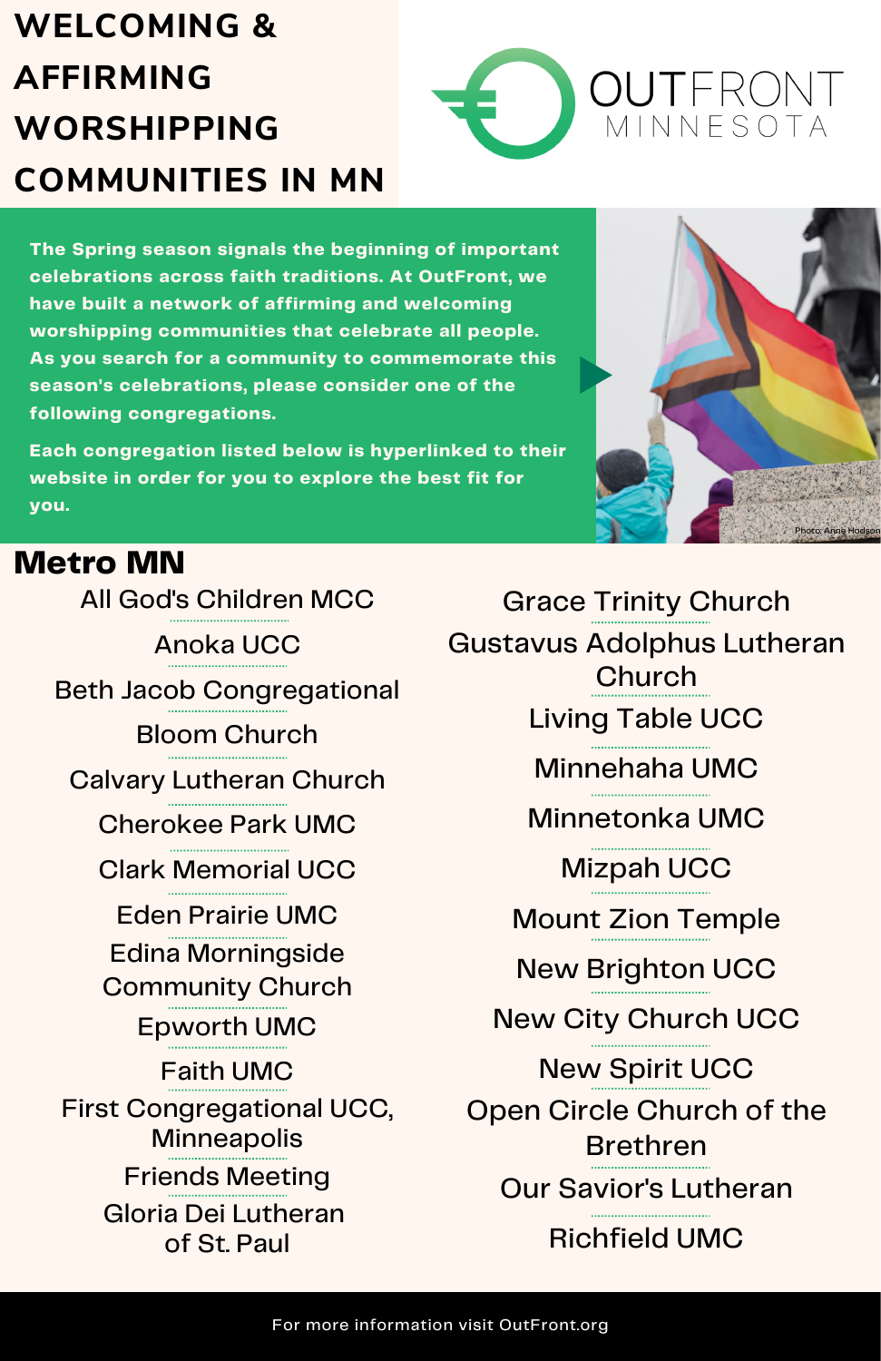# WELCOMING & AFFIRMING WORSHIPPING COMMUNITIES IN MN

OUTFRONT MINNESOTA

**The Spring season signals the beginning of important celebrations across faith traditions. At OutFront, we have built a network of affirming and welcoming worshipping communities that celebrate all people. As you search for a community to commemorate this season's celebrations, please consider one of the following congregations.**

**Each congregation listed below is hyperlinked to their website in order for you to explore the best fit for you.**

Photo: Anne Hodson

## Metro MN

- All God's Children MCC
- Anoka UCC
- Beth Jacob Congregational
- Bloom Church
- Calvary Lutheran Church
- Cherokee Park UMC
- Clark Memorial UCC
- Eden Prairie UMC
- Edina Morningside Community Church
- Epworth UMC
- Faith UMC
- First Congregational UCC, Minneapolis
- Friends Meeting
- Gloria Dei Lutheran of St. Paul
- Grace Trinity Church
- Gustavus Adolphus Lutheran Church
- Living Table UCC
- Minnehaha UMC
- Minnetonka UMC
- Mizpah UCC
- Mount Zion Temple
- New Brighton UCC
- New City Church UCC
- New Spirit UCC
- Open Circle Church of the Brethren
- Our Savior's Lutheran
- Richfield UMC

For more information visit OutFront.org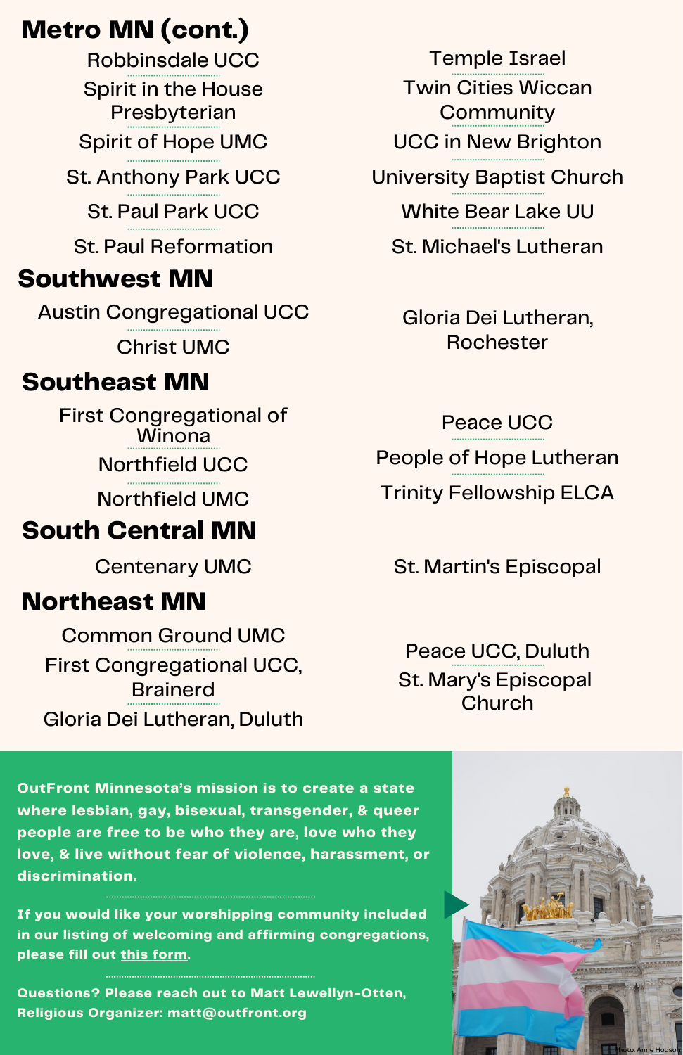## Metro MN (cont.)

Robbinsdale UCC

Spirit in the House Presbyterian

Spirit of Hope UMC

St. Anthony Park UCC

St. Paul Park UCC

St. Paul Reformation

Temple Israel

Twin Cities Wiccan Community

UCC in New Brighton

University Baptist Church

White Bear Lake UU

St. Michael's Lutheran

## Southwest MN

Austin Congregational UCC

Christ UMC

Gloria Dei Lutheran, Rochester

## Southeast MN

First Congregational of Winona

Northfield UCC

Northfield UMC

Peace UCC

People of Hope Lutheran

Trinity Fellowship ELCA

## South Central MN

Centenary UMC

St. Martin's Episcopal

## Northeast MN

Common Ground UMC

First Congregational UCC, Brainerd

Gloria Dei Lutheran, Duluth

Peace UCC, Duluth

St. Mary's Episcopal Church

**OutFront Minnesota's mission is to create a state where lesbian, gay, bisexual, transgender, & queer people are free to be who they are, love who they love, & live without fear of violence, harassment, or discrimination.**

**If you would like your worshipping community included in our listing of welcoming and affirming congregations, please fill out this form.**

**Questions? Please reach out to Matt Lewellyn-Otten, Religious Organizer: matt@outfront.org**

Photo: Anne Hodson